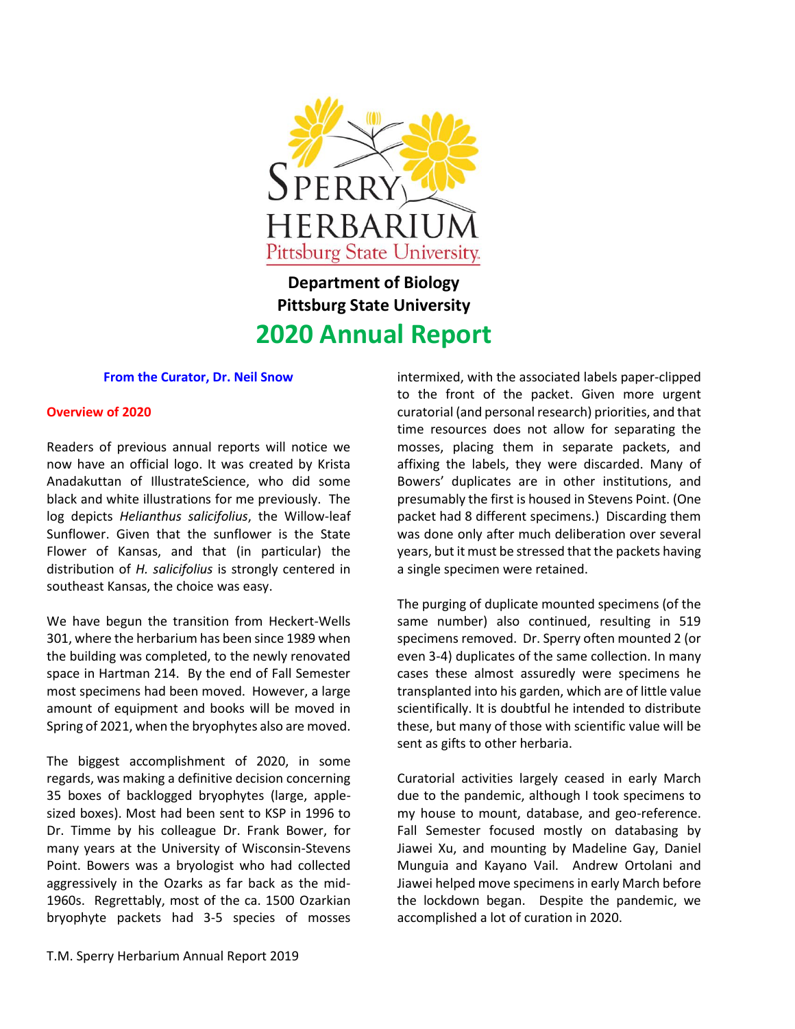SPERRY HERBARIUM
Pittsburg State University

**Department of Biology**
**Pittsburg State University**

# 2020 Annual Report

### From the Curator, Dr. Neil Snow

### Overview of 2020

Readers of previous annual reports will notice we now have an official logo. It was created by Krista Anadakuttan of IllustrateScience, who did some black and white illustrations for me previously. The log depicts *Helianthus salicifolius*, the Willow-leaf Sunflower. Given that the sunflower is the State Flower of Kansas, and that (in particular) the distribution of *H. salicifolius* is strongly centered in southeast Kansas, the choice was easy.

We have begun the transition from Heckert-Wells 301, where the herbarium has been since 1989 when the building was completed, to the newly renovated space in Hartman 214. By the end of Fall Semester most specimens had been moved. However, a large amount of equipment and books will be moved in Spring of 2021, when the bryophytes also are moved.

The biggest accomplishment of 2020, in some regards, was making a definitive decision concerning 35 boxes of backlogged bryophytes (large, apple-sized boxes). Most had been sent to KSP in 1996 to Dr. Timme by his colleague Dr. Frank Bower, for many years at the University of Wisconsin-Stevens Point. Bowers was a bryologist who had collected aggressively in the Ozarks as far back as the mid-1960s. Regrettably, most of the ca. 1500 Ozarkian bryophyte packets had 3-5 species of mosses intermixed, with the associated labels paper-clipped to the front of the packet. Given more urgent curatorial (and personal research) priorities, and that time resources does not allow for separating the mosses, placing them in separate packets, and affixing the labels, they were discarded. Many of Bowers' duplicates are in other institutions, and presumably the first is housed in Stevens Point. (One packet had 8 different specimens.) Discarding them was done only after much deliberation over several years, but it must be stressed that the packets having a single specimen were retained.

The purging of duplicate mounted specimens (of the same number) also continued, resulting in 519 specimens removed. Dr. Sperry often mounted 2 (or even 3-4) duplicates of the same collection. In many cases these almost assuredly were specimens he transplanted into his garden, which are of little value scientifically. It is doubtful he intended to distribute these, but many of those with scientific value will be sent as gifts to other herbaria.

Curatorial activities largely ceased in early March due to the pandemic, although I took specimens to my house to mount, database, and geo-reference. Fall Semester focused mostly on databasing by Jiawei Xu, and mounting by Madeline Gay, Daniel Munguia and Kayano Vail. Andrew Ortolani and Jiawei helped move specimens in early March before the lockdown began. Despite the pandemic, we accomplished a lot of curation in 2020.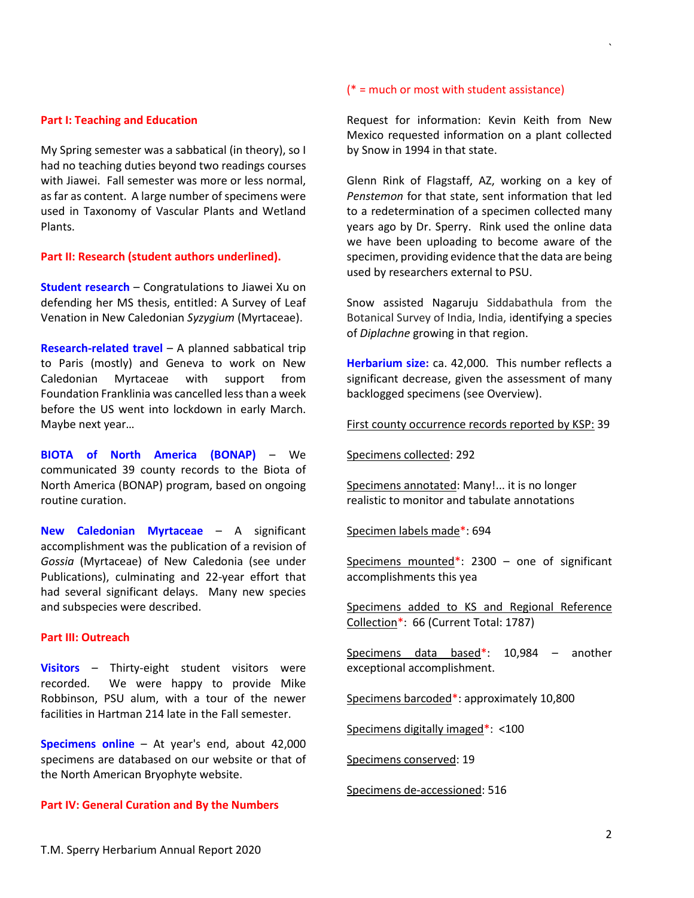## Part I: Teaching and Education

My Spring semester was a sabbatical (in theory), so I had no teaching duties beyond two readings courses with Jiawei. Fall semester was more or less normal, as far as content. A large number of specimens were used in Taxonomy of Vascular Plants and Wetland Plants.

## Part II: Research (student authors underlined).

**Student research** – Congratulations to Jiawei Xu on defending her MS thesis, entitled: A Survey of Leaf Venation in New Caledonian *Syzygium* (Myrtaceae).

**Research-related travel** – A planned sabbatical trip to Paris (mostly) and Geneva to work on New Caledonian Myrtaceae with support from Foundation Franklinia was cancelled less than a week before the US went into lockdown in early March. Maybe next year…

**BIOTA of North America (BONAP)** – We communicated 39 county records to the Biota of North America (BONAP) program, based on ongoing routine curation.

**New Caledonian Myrtaceae** – A significant accomplishment was the publication of a revision of *Gossia* (Myrtaceae) of New Caledonia (see under Publications), culminating and 22-year effort that had several significant delays. Many new species and subspecies were described.

## Part III: Outreach

**Visitors** – Thirty-eight student visitors were recorded. We were happy to provide Mike Robbinson, PSU alum, with a tour of the newer facilities in Hartman 214 late in the Fall semester.

**Specimens online** – At year's end, about 42,000 specimens are databased on our website or that of the North American Bryophyte website.

## Part IV: General Curation and By the Numbers

(* = much or most with student assistance)

Request for information: Kevin Keith from New Mexico requested information on a plant collected by Snow in 1994 in that state.

Glenn Rink of Flagstaff, AZ, working on a key of *Penstemon* for that state, sent information that led to a redetermination of a specimen collected many years ago by Dr. Sperry. Rink used the online data we have been uploading to become aware of the specimen, providing evidence that the data are being used by researchers external to PSU.

Snow assisted Nagaruju Siddabathula from the Botanical Survey of India, India, identifying a species of *Diplachne* growing in that region.

**Herbarium size:** ca. 42,000. This number reflects a significant decrease, given the assessment of many backlogged specimens (see Overview).

First county occurrence records reported by KSP: 39

Specimens collected: 292

Specimens annotated: Many!... it is no longer realistic to monitor and tabulate annotations

Specimen labels made*: 694

Specimens mounted*: 2300 – one of significant accomplishments this yea

Specimens added to KS and Regional Reference Collection*: 66 (Current Total: 1787)

Specimens data based*: 10,984 – another exceptional accomplishment.

Specimens barcoded*: approximately 10,800

Specimens digitally imaged*: <100

Specimens conserved: 19

Specimens de-accessioned: 516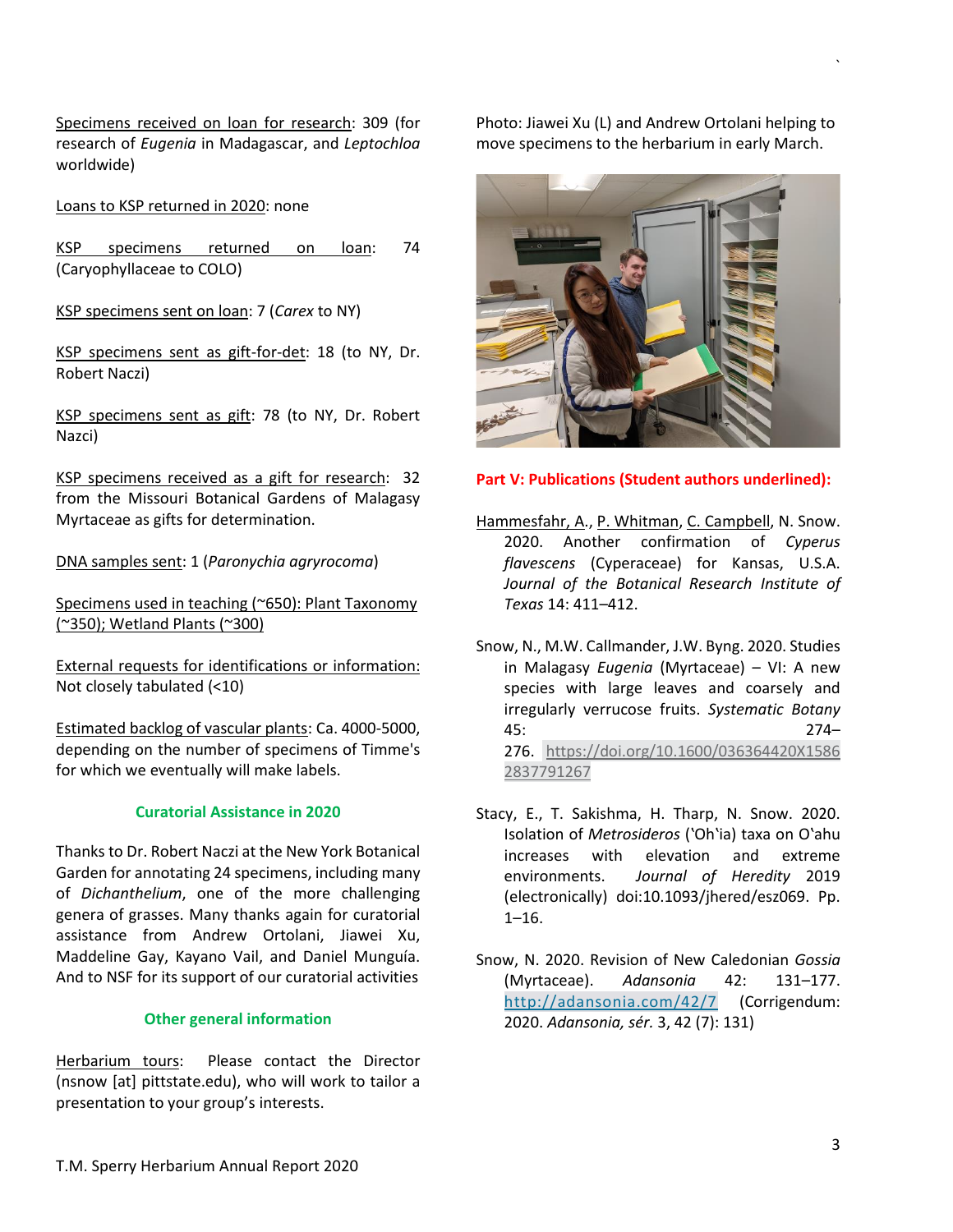Specimens received on loan for research: 309 (for research of *Eugenia* in Madagascar, and *Leptochloa* worldwide)

Loans to KSP returned in 2020: none

KSP specimens returned on loan: 74 (Caryophyllaceae to COLO)

KSP specimens sent on loan: 7 (*Carex* to NY)

KSP specimens sent as gift-for-det: 18 (to NY, Dr. Robert Naczi)

KSP specimens sent as gift: 78 (to NY, Dr. Robert Nazci)

KSP specimens received as a gift for research: 32 from the Missouri Botanical Gardens of Malagasy Myrtaceae as gifts for determination.

DNA samples sent: 1 (*Paronychia agryrocoma*)

Specimens used in teaching (~650): Plant Taxonomy (~350); Wetland Plants (~300)

External requests for identifications or information: Not closely tabulated (<10)

Estimated backlog of vascular plants: Ca. 4000-5000, depending on the number of specimens of Timme's for which we eventually will make labels.

### Curatorial Assistance in 2020

Thanks to Dr. Robert Naczi at the New York Botanical Garden for annotating 24 specimens, including many of *Dichanthelium*, one of the more challenging genera of grasses. Many thanks again for curatorial assistance from Andrew Ortolani, Jiawei Xu, Maddeline Gay, Kayano Vail, and Daniel Munguía. And to NSF for its support of our curatorial activities

### Other general information

Herbarium tours: Please contact the Director (nsnow [at] pittstate.edu), who will work to tailor a presentation to your group's interests.

Photo: Jiawei Xu (L) and Andrew Ortolani helping to move specimens to the herbarium in early March.

## Part V: Publications (Student authors underlined):

Hammesfahr, A., P. Whitman, C. Campbell, N. Snow. 2020. Another confirmation of *Cyperus flavescens* (Cyperaceae) for Kansas, U.S.A. *Journal of the Botanical Research Institute of Texas* 14: 411–412.

Snow, N., M.W. Callmander, J.W. Byng. 2020. Studies in Malagasy *Eugenia* (Myrtaceae) – VI: A new species with large leaves and coarsely and irregularly verrucose fruits. *Systematic Botany* 45: 274–276. https://doi.org/10.1600/036364420X15862837791267

Stacy, E., T. Sakishma, H. Tharp, N. Snow. 2020. Isolation of *Metrosideros* (ʻOhʻia) taxa on Oʻahu increases with elevation and extreme environments. *Journal of Heredity* 2019 (electronically) doi:10.1093/jhered/esz069. Pp. 1–16.

Snow, N. 2020. Revision of New Caledonian *Gossia* (Myrtaceae). *Adansonia* 42: 131–177. http://adansonia.com/42/7 (Corrigendum: 2020. *Adansonia, sér.* 3, 42 (7): 131)

T.M. Sperry Herbarium Annual Report 2020